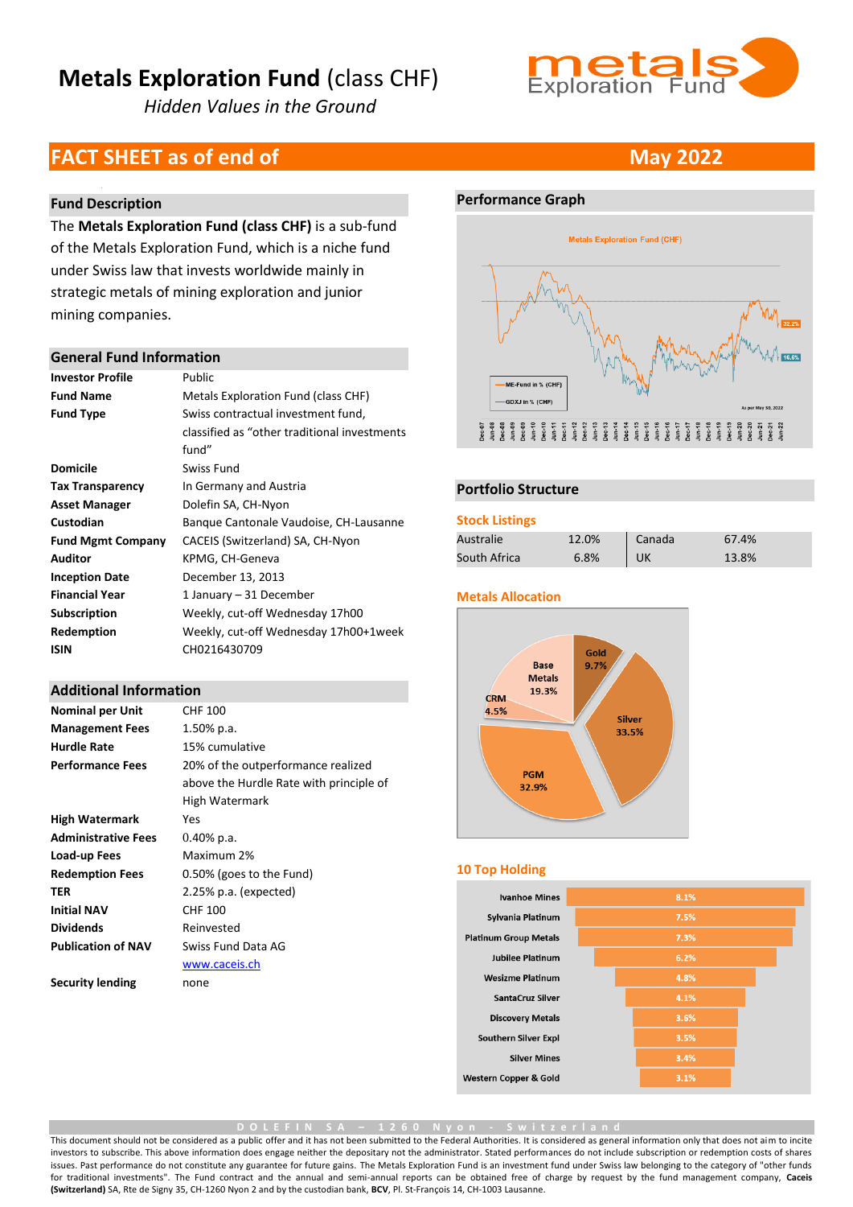# Metals Exploration Fund (class CHF)

*Hidden Values in the Ground*

## FACT SHEET as of end of May 2022

### Fund Description

The **Metals Exploration Fund (class CHF)** is a sub-fund of the Metals Exploration Fund, which is a niche fund under Swiss law that invests worldwide mainly in strategic metals of mining exploration and junior mining companies.

### General Fund Information

| | |
|---|---|
| **Investor Profile** | Public |
| **Fund Name** | Metals Exploration Fund (class CHF) |
| **Fund Type** | Swiss contractual investment fund, classified as "other traditional investments fund" |
| **Domicile** | Swiss Fund |
| **Tax Transparency** | In Germany and Austria |
| **Asset Manager** | Dolefin SA, CH-Nyon |
| **Custodian** | Banque Cantonale Vaudoise, CH-Lausanne |
| **Fund Mgmt Company** | CACEIS (Switzerland) SA, CH-Nyon |
| **Auditor** | KPMG, CH-Geneva |
| **Inception Date** | December 13, 2013 |
| **Financial Year** | 1 January – 31 December |
| **Subscription** | Weekly, cut-off Wednesday 17h00 |
| **Redemption** | Weekly, cut-off Wednesday 17h00+1week |
| **ISIN** | CH0216430709 |

### Additional Information

| | |
|---|---|
| **Nominal per Unit** | CHF 100 |
| **Management Fees** | 1.50% p.a. |
| **Hurdle Rate** | 15% cumulative |
| **Performance Fees** | 20% of the outperformance realized above the Hurdle Rate with principle of High Watermark |
| **High Watermark** | Yes |
| **Administrative Fees** | 0.40% p.a. |
| **Load-up Fees** | Maximum 2% |
| **Redemption Fees** | 0.50% (goes to the Fund) |
| **TER** | 2.25% p.a. (expected) |
| **Initial NAV** | CHF 100 |
| **Dividends** | Reinvested |
| **Publication of NAV** | Swiss Fund Data AG<br>www.caceis.ch |
| **Security lending** | none |

### Performance Graph

Metals Exploration Fund (CHF)

ME-Fund in % (CHF): 32.2%
GDXJ in % (CHF): 16.6%

As per May 30, 2022

### Portfolio Structure

#### Stock Listings

| | | | |
|---|---|---|---|
| Australie | 12.0% | Canada | 67.4% |
| South Africa | 6.8% | UK | 13.8% |

#### Metals Allocation

| Metal | Allocation |
|---|---|
| Silver | 33.5% |
| PGM | 32.9% |
| Base Metals | 19.3% |
| Gold | 9.7% |
| CRM | 4.5% |

#### 10 Top Holding

| Holding | Weight |
|---|---|
| Ivanhoe Mines | 8.1% |
| Sylvania Platinum | 7.5% |
| Platinum Group Metals | 7.3% |
| Jubilee Platinum | 6.2% |
| Wesizme Platinum | 4.8% |
| SantaCruz Silver | 4.1% |
| Discovery Metals | 3.6% |
| Southern Silver Expl | 3.5% |
| Silver Mines | 3.4% |
| Western Copper & Gold | 3.1% |

DOLEFIN SA – 1260 Nyon - Switzerland

This document should not be considered as a public offer and it has not been submitted to the Federal Authorities. It is considered as general information only that does not aim to incite investors to subscribe. This above information does engage neither the depositary not the administrator. Stated performances do not include subscription or redemption costs of shares issues. Past performance do not constitute any guarantee for future gains. The Metals Exploration Fund is an investment fund under Swiss law belonging to the category of "other funds for traditional investments". The Fund contract and the annual and semi-annual reports can be obtained free of charge by request by the fund management company, **Caceis (Switzerland)** SA, Rte de Signy 35, CH-1260 Nyon 2 and by the custodian bank, **BCV**, Pl. St-François 14, CH-1003 Lausanne.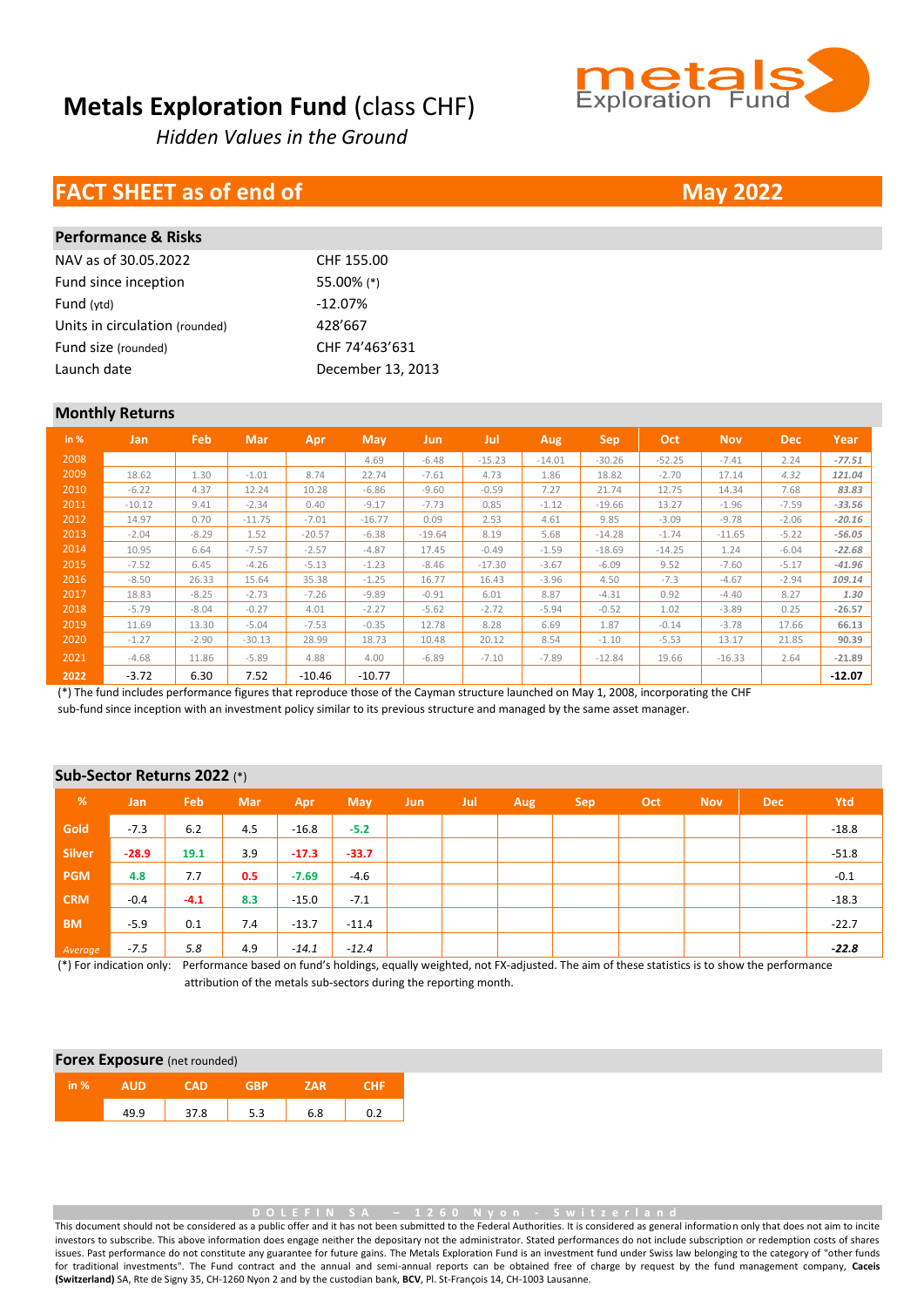# Metals Exploration Fund (class CHF)

*Hidden Values in the Ground*

## FACT SHEET as of end of May 2022

### Performance & Risks

| | |
|---|---|
| NAV as of 30.05.2022 | CHF 155.00 |
| Fund since inception | 55.00% (*) |
| Fund (ytd) | -12.07% |
| Units in circulation (rounded) | 428'667 |
| Fund size (rounded) | CHF 74'463'631 |
| Launch date | December 13, 2013 |

### Monthly Returns

| in % | Jan | Feb | Mar | Apr | May | Jun | Jul | Aug | Sep | Oct | Nov | Dec | Year |
|---|---|---|---|---|---|---|---|---|---|---|---|---|---|
| 2008 | | | | | 4.69 | -6.48 | -15.23 | -14.01 | -30.26 | -52.25 | -7.41 | 2.24 | *-77.51* |
| 2009 | 18.62 | 1.30 | -1.01 | 8.74 | 22.74 | -7.61 | 4.73 | 1.86 | 18.82 | -2.70 | 17.14 | 4.32 | *121.04* |
| 2010 | -6.22 | 4.37 | 12.24 | 10.28 | -6.86 | -9.60 | -0.59 | 7.27 | 21.74 | 12.75 | 14.34 | 7.68 | *83.83* |
| 2011 | -10.12 | 9.41 | -2.34 | 0.40 | -9.17 | -7.73 | 0.85 | -1.12 | -19.66 | 13.27 | -1.96 | -7.59 | *-33.56* |
| 2012 | 14.97 | 0.70 | -11.75 | -7.01 | -16.77 | 0.09 | 2.53 | 4.61 | 9.85 | -3.09 | -9.78 | -2.06 | *-20.16* |
| 2013 | -2.04 | -8.29 | 1.52 | -20.57 | -6.38 | -19.64 | 8.19 | 5.68 | -14.28 | -1.74 | -11.65 | -5.22 | *-56.05* |
| 2014 | 10.95 | 6.64 | -7.57 | -2.57 | -4.87 | 17.45 | -0.49 | -1.59 | -18.69 | -14.25 | 1.24 | -6.04 | *-22.68* |
| 2015 | -7.52 | 6.45 | -4.26 | -5.13 | -1.23 | -8.46 | -17.30 | -3.67 | -6.09 | 9.52 | -7.60 | -5.17 | *-41.96* |
| 2016 | -8.50 | 26.33 | 15.64 | 35.38 | -1.25 | 16.77 | 16.43 | -3.96 | 4.50 | -7.3 | -4.67 | -2.94 | *109.14* |
| 2017 | 18.83 | -8.25 | -2.73 | -7.26 | -9.89 | -0.91 | 6.01 | 8.87 | -4.31 | 0.92 | -4.40 | 8.27 | *1.30* |
| 2018 | -5.79 | -8.04 | -0.27 | 4.01 | -2.27 | -5.62 | -2.72 | -5.94 | -0.52 | 1.02 | -3.89 | 0.25 | *-26.57* |
| 2019 | 11.69 | 13.30 | -5.04 | -7.53 | -0.35 | 12.78 | 8.28 | 6.69 | 1.87 | -0.14 | -3.78 | 17.66 | *66.13* |
| 2020 | -1.27 | -2.90 | -30.13 | 28.99 | 18.73 | 10.48 | 20.12 | 8.54 | -1.10 | -5.53 | 13.17 | 21.85 | *90.39* |
| 2021 | -4.68 | 11.86 | -5.89 | 4.88 | 4.00 | -6.89 | -7.10 | -7.89 | -12.84 | 19.66 | -16.33 | 2.64 | *-21.89* |
| 2022 | -3.72 | 6.30 | 7.52 | -10.46 | -10.77 | | | | | | | | **-12.07** |

(*) The fund includes performance figures that reproduce those of the Cayman structure launched on May 1, 2008, incorporating the CHF sub-fund since inception with an investment policy similar to its previous structure and managed by the same asset manager.

### Sub-Sector Returns 2022 (*)

| % | Jan | Feb | Mar | Apr | May | Jun | Jul | Aug | Sep | Oct | Nov | Dec | Ytd |
|---|---|---|---|---|---|---|---|---|---|---|---|---|---|
| Gold | -7.3 | 6.2 | 4.5 | -16.8 | -5.2 | | | | | | | | -18.8 |
| Silver | -28.9 | 19.1 | 3.9 | -17.3 | -33.7 | | | | | | | | -51.8 |
| PGM | 4.8 | 7.7 | 0.5 | -7.69 | -4.6 | | | | | | | | -0.1 |
| CRM | -0.4 | -4.1 | 8.3 | -15.0 | -7.1 | | | | | | | | -18.3 |
| BM | -5.9 | 0.1 | 7.4 | -13.7 | -11.4 | | | | | | | | -22.7 |
| *Average* | *-7.5* | *5.8* | 4.9 | *-14.1* | *-12.4* | | | | | | | | ***-22.8*** |

(*) For indication only: Performance based on fund's holdings, equally weighted, not FX-adjusted. The aim of these statistics is to show the performance attribution of the metals sub-sectors during the reporting month.

### Forex Exposure (net rounded)

| in % | AUD | CAD | GBP | ZAR | CHF |
|---|---|---|---|---|---|
| | 49.9 | 37.8 | 5.3 | 6.8 | 0.2 |

DOLEFIN SA – 1260 Nyon - Switzerland

This document should not be considered as a public offer and it has not been submitted to the Federal Authorities. It is considered as general information only that does not aim to incite investors to subscribe. This above information does engage neither the depositary not the administrator. Stated performances do not include subscription or redemption costs of shares issues. Past performance do not constitute any guarantee for future gains. The Metals Exploration Fund is an investment fund under Swiss law belonging to the category of "other funds for traditional investments". The Fund contract and the annual and semi-annual reports can be obtained free of charge by request by the fund management company, **Caceis (Switzerland)** SA, Rte de Signy 35, CH-1260 Nyon 2 and by the custodian bank, **BCV**, Pl. St-François 14, CH-1003 Lausanne.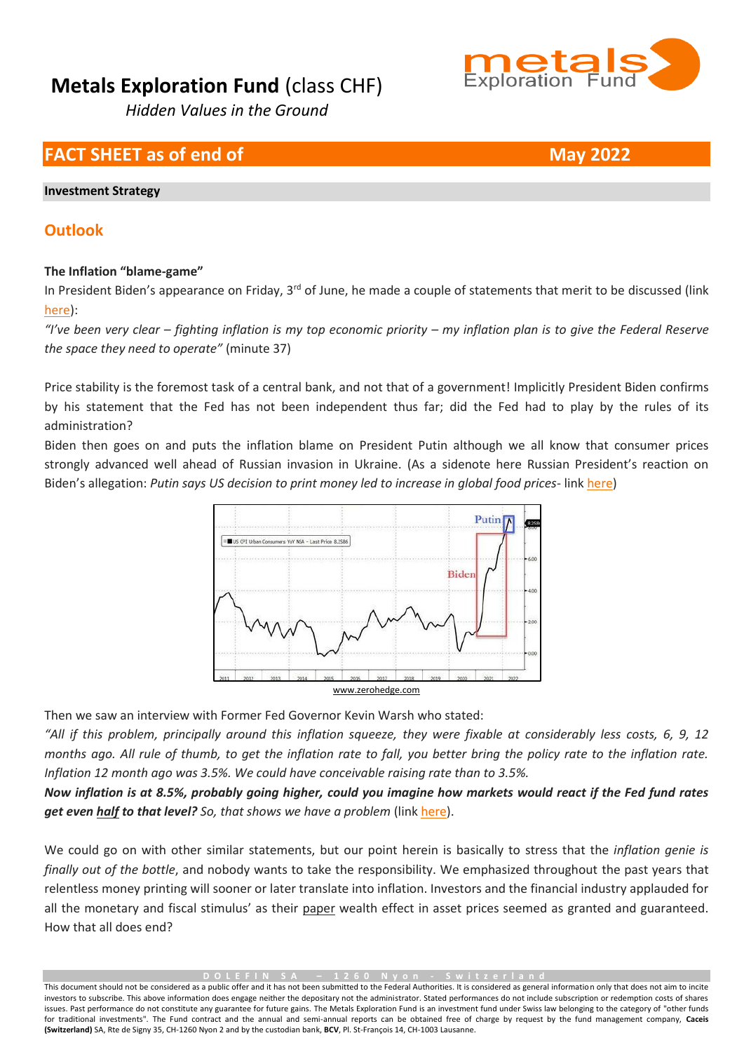# Metals Exploration Fund (class CHF)

*Hidden Values in the Ground*

## FACT SHEET as of end of May 2022

**Investment Strategy**

## Outlook

**The Inflation "blame-game"**

In President Biden's appearance on Friday, 3rd of June, he made a couple of statements that merit to be discussed (link here):

*"I've been very clear – fighting inflation is my top economic priority – my inflation plan is to give the Federal Reserve the space they need to operate"* (minute 37)

Price stability is the foremost task of a central bank, and not that of a government! Implicitly President Biden confirms by his statement that the Fed has not been independent thus far; did the Fed had to play by the rules of its administration?

Biden then goes on and puts the inflation blame on President Putin although we all know that consumer prices strongly advanced well ahead of Russian invasion in Ukraine. (As a sidenote here Russian President's reaction on Biden's allegation: *Putin says US decision to print money led to increase in global food prices*- link here)

www.zerohedge.com

Then we saw an interview with Former Fed Governor Kevin Warsh who stated:

*"All if this problem, principally around this inflation squeeze, they were fixable at considerably less costs, 6, 9, 12 months ago. All rule of thumb, to get the inflation rate to fall, you better bring the policy rate to the inflation rate. Inflation 12 month ago was 3.5%. We could have conceivable raising rate than to 3.5%.*

***Now inflation is at 8.5%, probably going higher, could you imagine how markets would react if the Fed fund rates get even half to that level?*** *So, that shows we have a problem* (link here).

We could go on with other similar statements, but our point herein is basically to stress that the *inflation genie is finally out of the bottle*, and nobody wants to take the responsibility. We emphasized throughout the past years that relentless money printing will sooner or later translate into inflation. Investors and the financial industry applauded for all the monetary and fiscal stimulus' as their paper wealth effect in asset prices seemed as granted and guaranteed. How that all does end?

D O L E F I N S A – 1 2 6 0 N y o n - S w i t z e r l a n d

This document should not be considered as a public offer and it has not been submitted to the Federal Authorities. It is considered as general information only that does not aim to incite investors to subscribe. This above information does engage neither the depositary not the administrator. Stated performances do not include subscription or redemption costs of shares issues. Past performance do not constitute any guarantee for future gains. The Metals Exploration Fund is an investment fund under Swiss law belonging to the category of "other funds for traditional investments". The Fund contract and the annual and semi-annual reports can be obtained free of charge by request by the fund management company, **Caceis (Switzerland)** SA, Rte de Signy 35, CH-1260 Nyon 2 and by the custodian bank, **BCV**, Pl. St-François 14, CH-1003 Lausanne.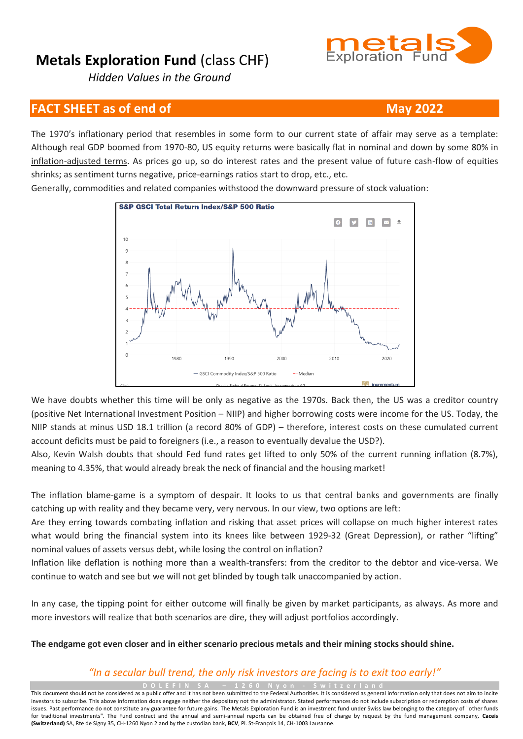# Metals Exploration Fund (class CHF)

*Hidden Values in the Ground*

## FACT SHEET as of end of May 2022

The 1970's inflationary period that resembles in some form to our current state of affair may serve as a template: Although real GDP boomed from 1970-80, US equity returns were basically flat in nominal and down by some 80% in inflation-adjusted terms. As prices go up, so do interest rates and the present value of future cash-flow of equities shrinks; as sentiment turns negative, price-earnings ratios start to drop, etc., etc.

Generally, commodities and related companies withstood the downward pressure of stock valuation:

S&P GSCI Total Return Index/S&P 500 Ratio

10
9
8
7
6
5
4
3
2
1
0

1980
1990
2000
2010
2020

— GSCI Commodity Index/S&P 500 Ratio
-- Median

Quelle: Federal Reserve St. Louis, Incrementum AG
incrementum

We have doubts whether this time will be only as negative as the 1970s. Back then, the US was a creditor country (positive Net International Investment Position – NIIP) and higher borrowing costs were income for the US. Today, the NIIP stands at minus USD 18.1 trillion (a record 80% of GDP) – therefore, interest costs on these cumulated current account deficits must be paid to foreigners (i.e., a reason to eventually devalue the USD?).

Also, Kevin Walsh doubts that should Fed fund rates get lifted to only 50% of the current running inflation (8.7%), meaning to 4.35%, that would already break the neck of financial and the housing market!

The inflation blame-game is a symptom of despair. It looks to us that central banks and governments are finally catching up with reality and they became very, very nervous. In our view, two options are left:

Are they erring towards combating inflation and risking that asset prices will collapse on much higher interest rates what would bring the financial system into its knees like between 1929-32 (Great Depression), or rather "lifting" nominal values of assets versus debt, while losing the control on inflation?

Inflation like deflation is nothing more than a wealth-transfers: from the creditor to the debtor and vice-versa. We continue to watch and see but we will not get blinded by tough talk unaccompanied by action.

In any case, the tipping point for either outcome will finally be given by market participants, as always. As more and more investors will realize that both scenarios are dire, they will adjust portfolios accordingly.

**The endgame got even closer and in either scenario precious metals and their mining stocks should shine.**

*"In a secular bull trend, the only risk investors are facing is to exit too early!"*

DOLEFIN SA – 1260 Nyon - Switzerland

This document should not be considered as a public offer and it has not been submitted to the Federal Authorities. It is considered as general information only that does not aim to incite investors to subscribe. This above information does engage neither the depositary not the administrator. Stated performances do not include subscription or redemption costs of shares issues. Past performance do not constitute any guarantee for future gains. The Metals Exploration Fund is an investment fund under Swiss law belonging to the category of "other funds for traditional investments". The Fund contract and the annual and semi-annual reports can be obtained free of charge by request by the fund management company, **Caceis (Switzerland)** SA, Rte de Signy 35, CH-1260 Nyon 2 and by the custodian bank, **BCV**, Pl. St-François 14, CH-1003 Lausanne.